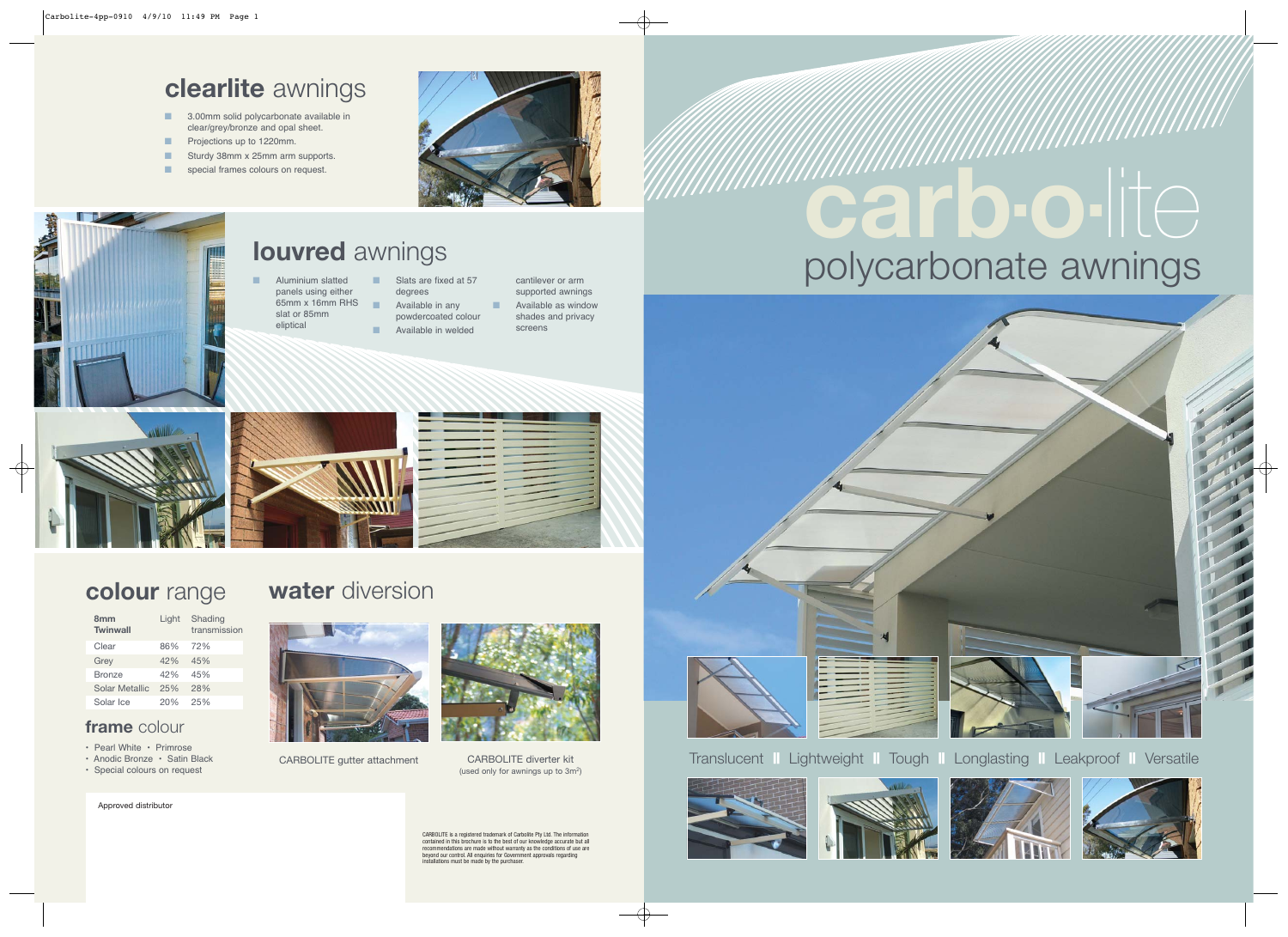# carb·o·lite

## polycarbonate awnings

Translucent || Lightweight || Tough || Longlasting || Leakproof || Versatile

## clearlite awnings

- 3.00mm solid polycarbonate available in clear/grey/bronze and opal sheet.
- Projections up to 1220mm.
- Sturdy 38mm x 25mm arm supports.
- special frames colours on request.

## louvred awnings

- Aluminium slatted panels using either 65mm x 16mm RHS slat or 85mm eliptical
- Slats are fixed at 57 degrees
- Available in any powdercoated colour
- Available in welded cantilever or arm supported awnings
- Available as window shades and privacy screens

## colour range

| 8mm Twinwall | Light | Shading transmission |
|---|---|---|
| Clear | 86% | 72% |
| Grey | 42% | 45% |
| Bronze | 42% | 45% |
| Solar Metallic | 25% | 28% |
| Solar Ice | 20% | 25% |

## frame colour

- Pearl White
- Primrose
- Anodic Bronze
- Satin Black
- Special colours on request

## water diversion

CARBOLITE gutter attachment

CARBOLITE diverter kit
(used only for awnings up to 3m$^2$)

Approved distributor

CARBOLITE is a registered trademark of Carbolite Pty Ltd. The information contained in this brochure is to the best of our knowledge accurate but all recommendations are made without warranty as the conditions of use are beyond our control. All enquiries for Government approvals regarding installations must be made by the purchaser.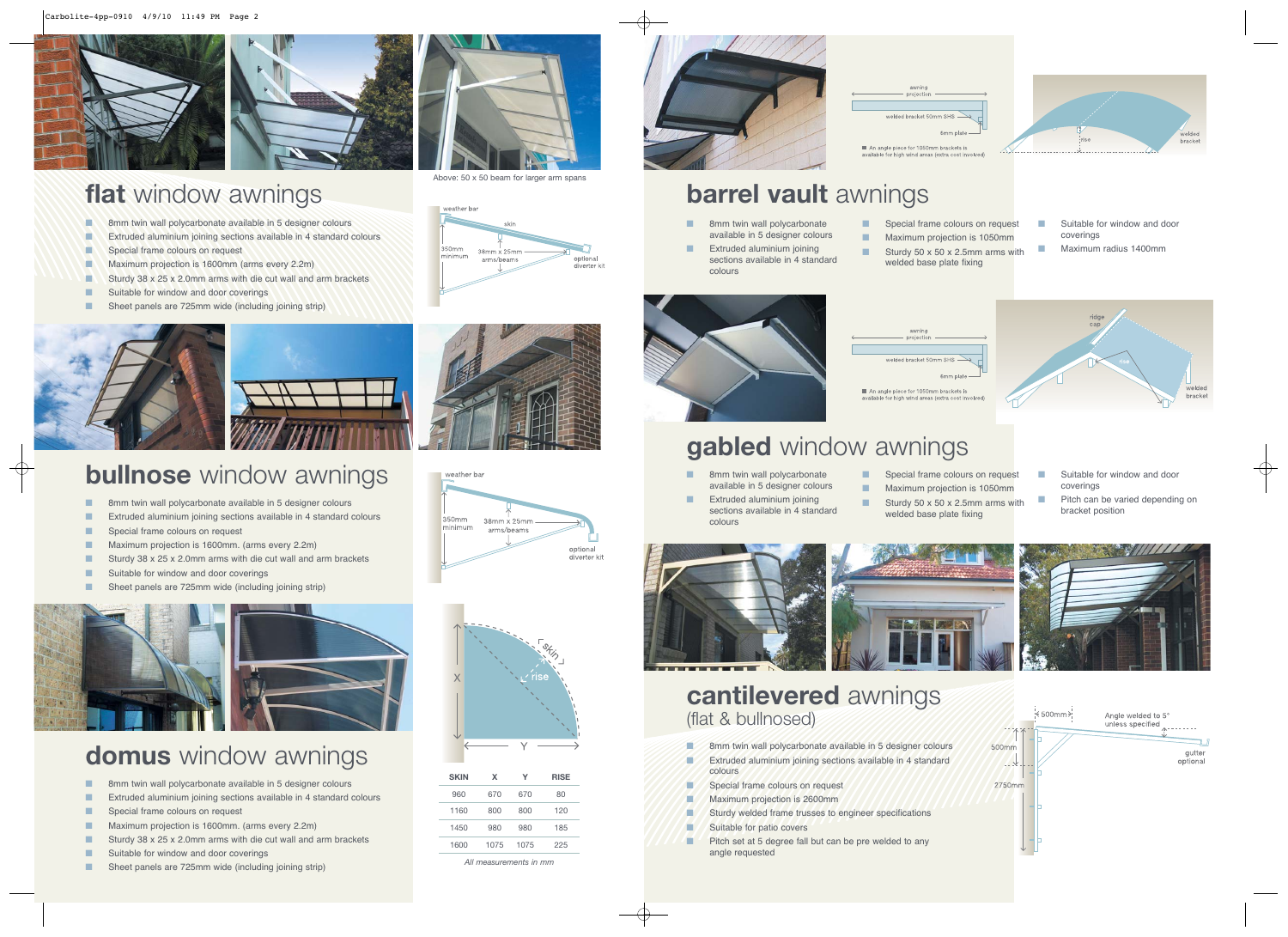Above: 50 x 50 beam for larger arm spans

## flat window awnings

- 8mm twin wall polycarbonate available in 5 designer colours
- Extruded aluminium joining sections available in 4 standard colours
- Special frame colours on request
- Maximum projection is 1600mm (arms every 2.2m)
- Sturdy 38 x 25 x 2.0mm arms with die cut wall and arm brackets
- Suitable for window and door coverings
- Sheet panels are 725mm wide (including joining strip)

weather bar
skin
350mm minimum
38mm x 25mm arms/beams
optional diverter kit

## bullnose window awnings

- 8mm twin wall polycarbonate available in 5 designer colours
- Extruded aluminium joining sections available in 4 standard colours
- Special frame colours on request
- Maximum projection is 1600mm. (arms every 2.2m)
- Sturdy 38 x 25 x 2.0mm arms with die cut wall and arm brackets
- Suitable for window and door coverings
- Sheet panels are 725mm wide (including joining strip)

weather bar
350mm minimum
38mm x 25mm arms/beams
optional diverter kit

## domus window awnings

- 8mm twin wall polycarbonate available in 5 designer colours
- Extruded aluminium joining sections available in 4 standard colours
- Special frame colours on request
- Maximum projection is 1600mm. (arms every 2.2m)
- Sturdy 38 x 25 x 2.0mm arms with die cut wall and arm brackets
- Suitable for window and door coverings
- Sheet panels are 725mm wide (including joining strip)

X
Y
skin
rise

| SKIN | X | Y | RISE |
|---|---|---|---|
| 960 | 670 | 670 | 80 |
| 1160 | 800 | 800 | 120 |
| 1450 | 980 | 980 | 185 |
| 1600 | 1075 | 1075 | 225 |

*All measurements in mm*

awning projection
welded bracket 50mm SHS
6mm plate
An angle piece for 1050mm brackets is available for high wind areas (extra cost involved)
rise
welded bracket

## barrel vault awnings

- 8mm twin wall polycarbonate available in 5 designer colours
- Extruded aluminium joining sections available in 4 standard colours
- Special frame colours on request
- Maximum projection is 1050mm
- Sturdy 50 x 50 x 2.5mm arms with welded base plate fixing
- Suitable for window and door coverings
- Maximum radius 1400mm

awning projection
welded bracket 50mm SHS
6mm plate
An angle piece for 1050mm brackets is available for high wind areas (extra cost involved)
ridge cap
rise
welded bracket

## gabled window awnings

- 8mm twin wall polycarbonate available in 5 designer colours
- Extruded aluminium joining sections available in 4 standard colours
- Special frame colours on request
- Maximum projection is 1050mm
- Sturdy 50 x 50 x 2.5mm arms with welded base plate fixing
- Suitable for window and door coverings
- Pitch can be varied depending on bracket position

## cantilevered awnings
(flat & bullnosed)

- 8mm twin wall polycarbonate available in 5 designer colours
- Extruded aluminium joining sections available in 4 standard colours
- Special frame colours on request
- Maximum projection is 2600mm
- Sturdy welded frame trusses to engineer specifications
- Suitable for patio covers
- Pitch set at 5 degree fall but can be pre welded to any angle requested

500mm
500mm
2750mm
Angle welded to 5° unless specified
gutter optional